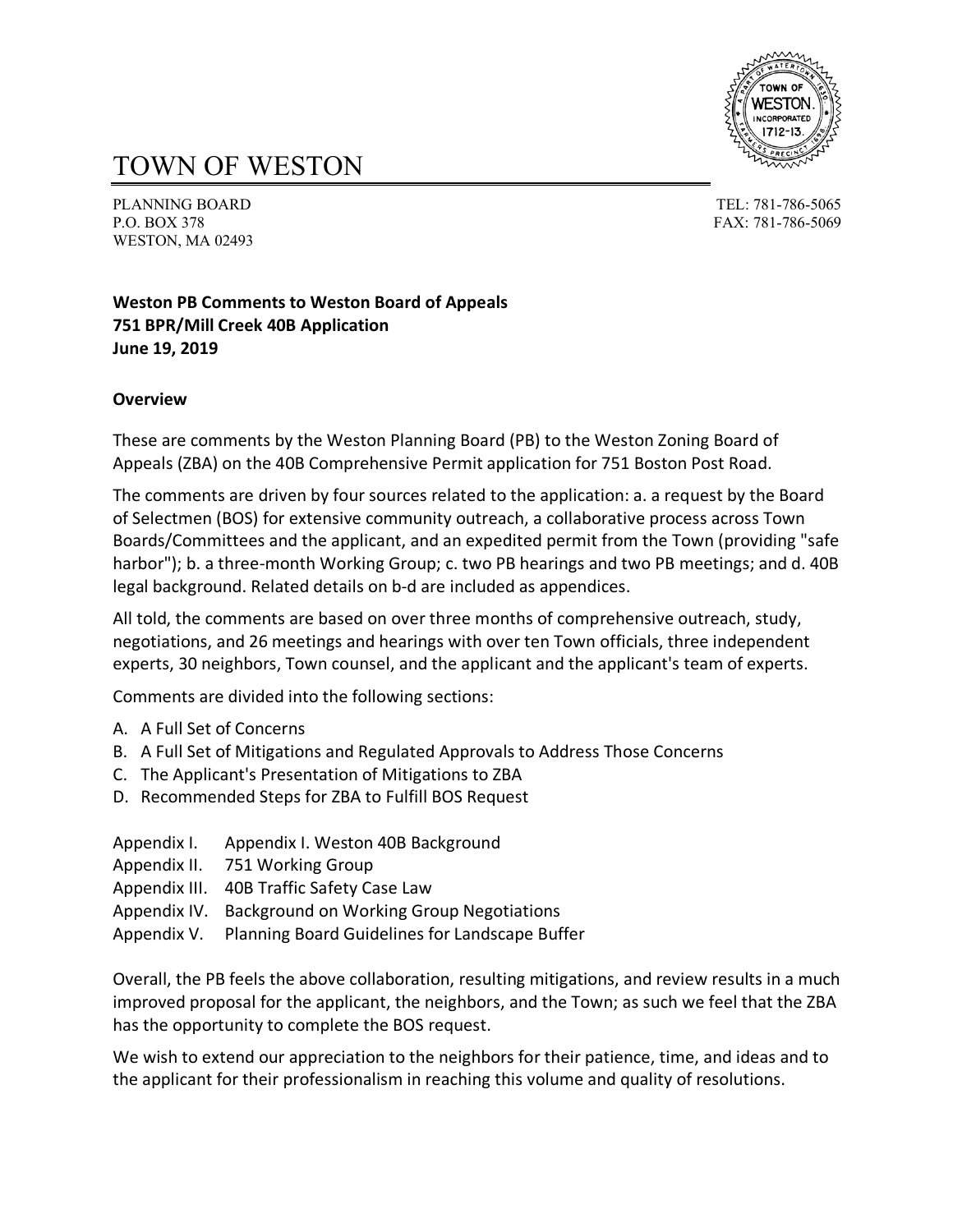# TOWN OF WESTON

PLANNING BOARD
P.O. BOX 378
WESTON, MA 02493

TEL: 781-786-5065
FAX: 781-786-5069

**Weston PB Comments to Weston Board of Appeals**
**751 BPR/Mill Creek 40B Application**
**June 19, 2019**

## Overview

These are comments by the Weston Planning Board (PB) to the Weston Zoning Board of Appeals (ZBA) on the 40B Comprehensive Permit application for 751 Boston Post Road.

The comments are driven by four sources related to the application: a. a request by the Board of Selectmen (BOS) for extensive community outreach, a collaborative process across Town Boards/Committees and the applicant, and an expedited permit from the Town (providing "safe harbor"); b. a three-month Working Group; c. two PB hearings and two PB meetings; and d. 40B legal background. Related details on b-d are included as appendices.

All told, the comments are based on over three months of comprehensive outreach, study, negotiations, and 26 meetings and hearings with over ten Town officials, three independent experts, 30 neighbors, Town counsel, and the applicant and the applicant's team of experts.

Comments are divided into the following sections:

A. A Full Set of Concerns
B. A Full Set of Mitigations and Regulated Approvals to Address Those Concerns
C. The Applicant's Presentation of Mitigations to ZBA
D. Recommended Steps for ZBA to Fulfill BOS Request

Appendix I. Appendix I. Weston 40B Background
Appendix II. 751 Working Group
Appendix III. 40B Traffic Safety Case Law
Appendix IV. Background on Working Group Negotiations
Appendix V. Planning Board Guidelines for Landscape Buffer

Overall, the PB feels the above collaboration, resulting mitigations, and review results in a much improved proposal for the applicant, the neighbors, and the Town; as such we feel that the ZBA has the opportunity to complete the BOS request.

We wish to extend our appreciation to the neighbors for their patience, time, and ideas and to the applicant for their professionalism in reaching this volume and quality of resolutions.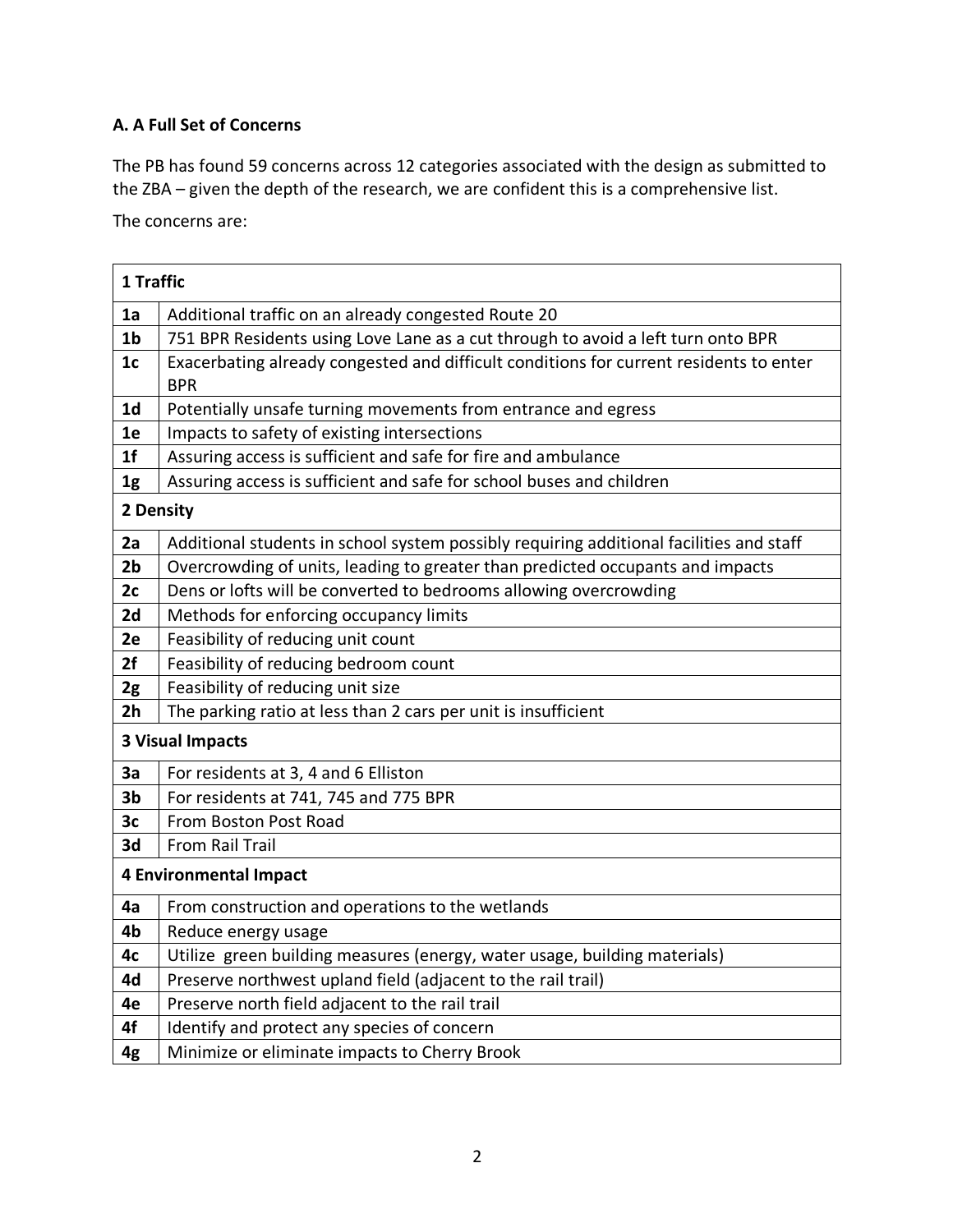### A. A Full Set of Concerns

The PB has found 59 concerns across 12 categories associated with the design as submitted to the ZBA – given the depth of the research, we are confident this is a comprehensive list.

The concerns are:

| **1 Traffic** | |
|---|---|
| **1a** | Additional traffic on an already congested Route 20 |
| **1b** | 751 BPR Residents using Love Lane as a cut through to avoid a left turn onto BPR |
| **1c** | Exacerbating already congested and difficult conditions for current residents to enter BPR |
| **1d** | Potentially unsafe turning movements from entrance and egress |
| **1e** | Impacts to safety of existing intersections |
| **1f** | Assuring access is sufficient and safe for fire and ambulance |
| **1g** | Assuring access is sufficient and safe for school buses and children |
| **2 Density** | |
| **2a** | Additional students in school system possibly requiring additional facilities and staff |
| **2b** | Overcrowding of units, leading to greater than predicted occupants and impacts |
| **2c** | Dens or lofts will be converted to bedrooms allowing overcrowding |
| **2d** | Methods for enforcing occupancy limits |
| **2e** | Feasibility of reducing unit count |
| **2f** | Feasibility of reducing bedroom count |
| **2g** | Feasibility of reducing unit size |
| **2h** | The parking ratio at less than 2 cars per unit is insufficient |
| **3 Visual Impacts** | |
| **3a** | For residents at 3, 4 and 6 Elliston |
| **3b** | For residents at 741, 745 and 775 BPR |
| **3c** | From Boston Post Road |
| **3d** | From Rail Trail |
| **4 Environmental Impact** | |
| **4a** | From construction and operations to the wetlands |
| **4b** | Reduce energy usage |
| **4c** | Utilize green building measures (energy, water usage, building materials) |
| **4d** | Preserve northwest upland field (adjacent to the rail trail) |
| **4e** | Preserve north field adjacent to the rail trail |
| **4f** | Identify and protect any species of concern |
| **4g** | Minimize or eliminate impacts to Cherry Brook |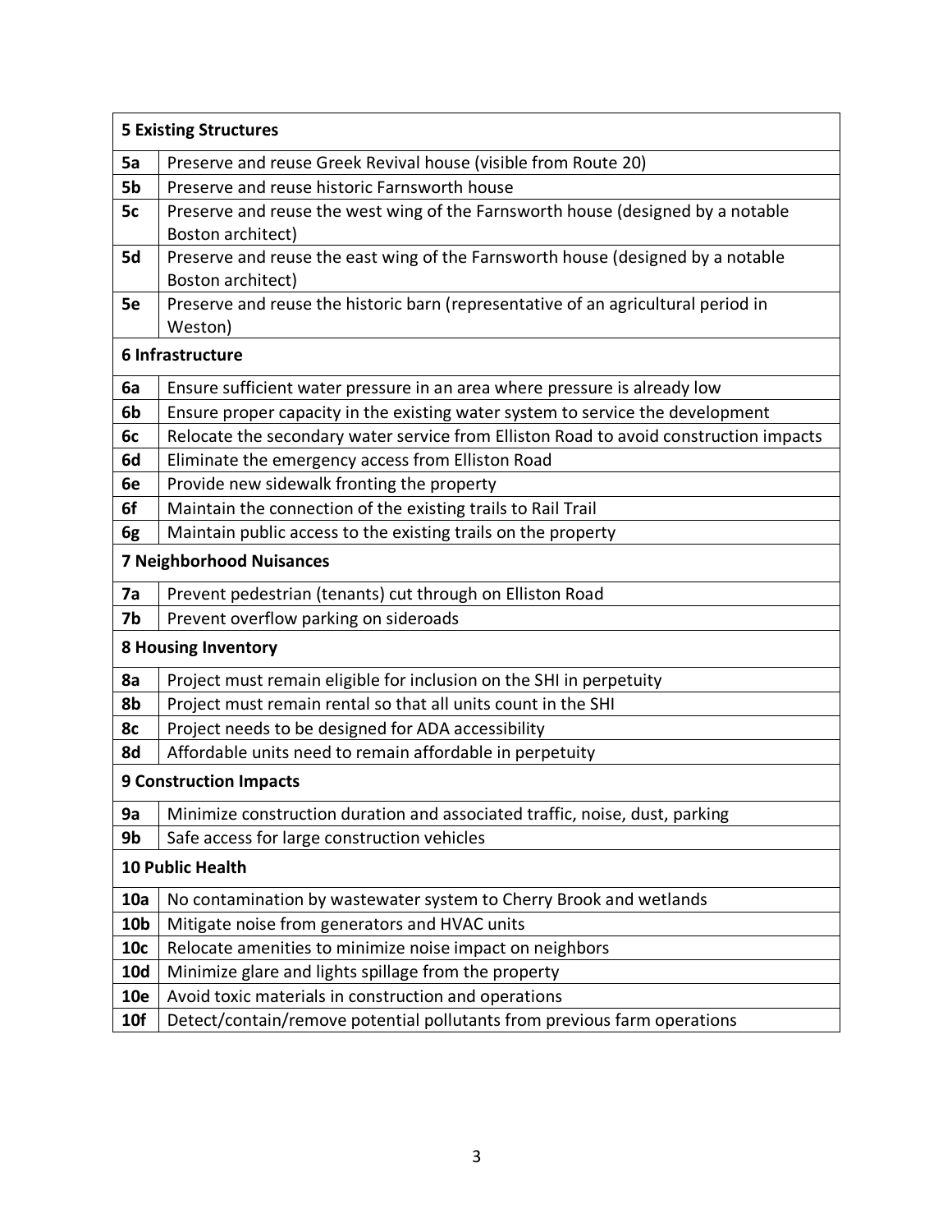| **5 Existing Structures** | |
|---|---|
| **5a** | Preserve and reuse Greek Revival house (visible from Route 20) |
| **5b** | Preserve and reuse historic Farnsworth house |
| **5c** | Preserve and reuse the west wing of the Farnsworth house (designed by a notable Boston architect) |
| **5d** | Preserve and reuse the east wing of the Farnsworth house (designed by a notable Boston architect) |
| **5e** | Preserve and reuse the historic barn (representative of an agricultural period in Weston) |
| **6 Infrastructure** | |
| **6a** | Ensure sufficient water pressure in an area where pressure is already low |
| **6b** | Ensure proper capacity in the existing water system to service the development |
| **6c** | Relocate the secondary water service from Elliston Road to avoid construction impacts |
| **6d** | Eliminate the emergency access from Elliston Road |
| **6e** | Provide new sidewalk fronting the property |
| **6f** | Maintain the connection of the existing trails to Rail Trail |
| **6g** | Maintain public access to the existing trails on the property |
| **7 Neighborhood Nuisances** | |
| **7a** | Prevent pedestrian (tenants) cut through on Elliston Road |
| **7b** | Prevent overflow parking on sideroads |
| **8 Housing Inventory** | |
| **8a** | Project must remain eligible for inclusion on the SHI in perpetuity |
| **8b** | Project must remain rental so that all units count in the SHI |
| **8c** | Project needs to be designed for ADA accessibility |
| **8d** | Affordable units need to remain affordable in perpetuity |
| **9 Construction Impacts** | |
| **9a** | Minimize construction duration and associated traffic, noise, dust, parking |
| **9b** | Safe access for large construction vehicles |
| **10 Public Health** | |
| **10a** | No contamination by wastewater system to Cherry Brook and wetlands |
| **10b** | Mitigate noise from generators and HVAC units |
| **10c** | Relocate amenities to minimize noise impact on neighbors |
| **10d** | Minimize glare and lights spillage from the property |
| **10e** | Avoid toxic materials in construction and operations |
| **10f** | Detect/contain/remove potential pollutants from previous farm operations |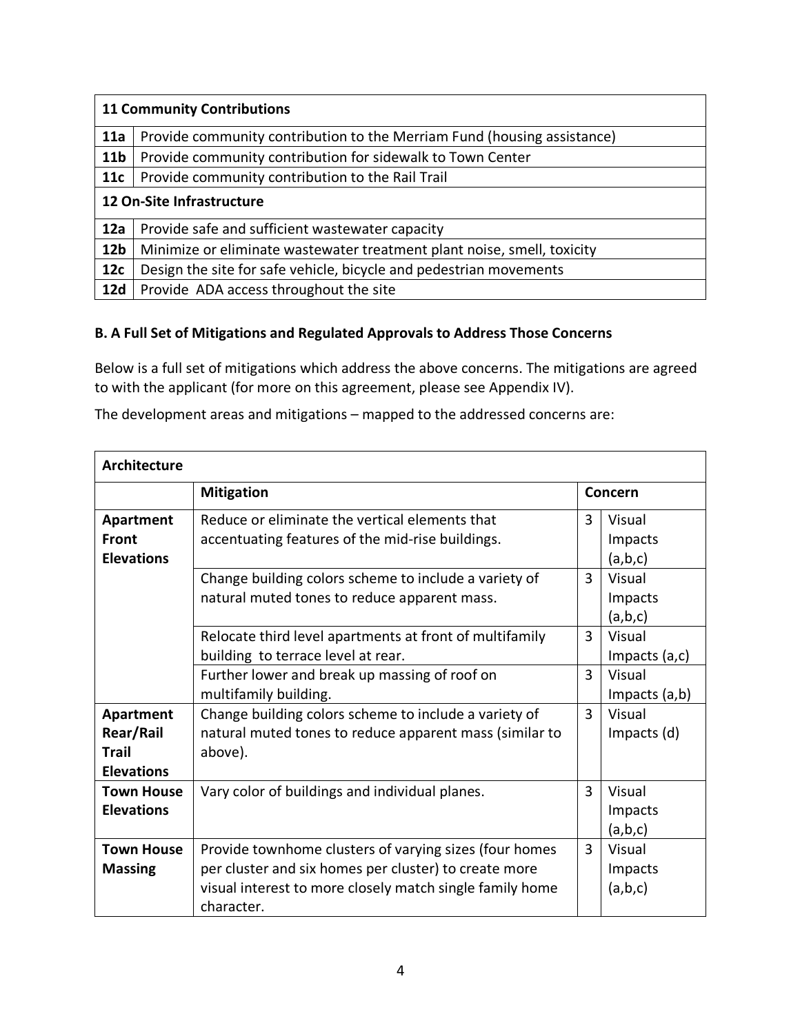| 11 Community Contributions | |
|---|---|
| **11a** | Provide community contribution to the Merriam Fund (housing assistance) |
| **11b** | Provide community contribution for sidewalk to Town Center |
| **11c** | Provide community contribution to the Rail Trail |
| **12 On-Site Infrastructure** | |
| **12a** | Provide safe and sufficient wastewater capacity |
| **12b** | Minimize or eliminate wastewater treatment plant noise, smell, toxicity |
| **12c** | Design the site for safe vehicle, bicycle and pedestrian movements |
| **12d** | Provide ADA access throughout the site |

### B. A Full Set of Mitigations and Regulated Approvals to Address Those Concerns

Below is a full set of mitigations which address the above concerns. The mitigations are agreed to with the applicant (for more on this agreement, please see Appendix IV).

The development areas and mitigations – mapped to the addressed concerns are:

| Architecture | | | |
|---|---|---|---|
| | **Mitigation** | **Concern** | |
| **Apartment Front Elevations** | Reduce or eliminate the vertical elements that accentuating features of the mid-rise buildings. | 3 | Visual Impacts (a,b,c) |
| | Change building colors scheme to include a variety of natural muted tones to reduce apparent mass. | 3 | Visual Impacts (a,b,c) |
| | Relocate third level apartments at front of multifamily building to terrace level at rear. | 3 | Visual Impacts (a,c) |
| | Further lower and break up massing of roof on multifamily building. | 3 | Visual Impacts (a,b) |
| **Apartment Rear/Rail Trail Elevations** | Change building colors scheme to include a variety of natural muted tones to reduce apparent mass (similar to above). | 3 | Visual Impacts (d) |
| **Town House Elevations** | Vary color of buildings and individual planes. | 3 | Visual Impacts (a,b,c) |
| **Town House Massing** | Provide townhome clusters of varying sizes (four homes per cluster and six homes per cluster) to create more visual interest to more closely match single family home character. | 3 | Visual Impacts (a,b,c) |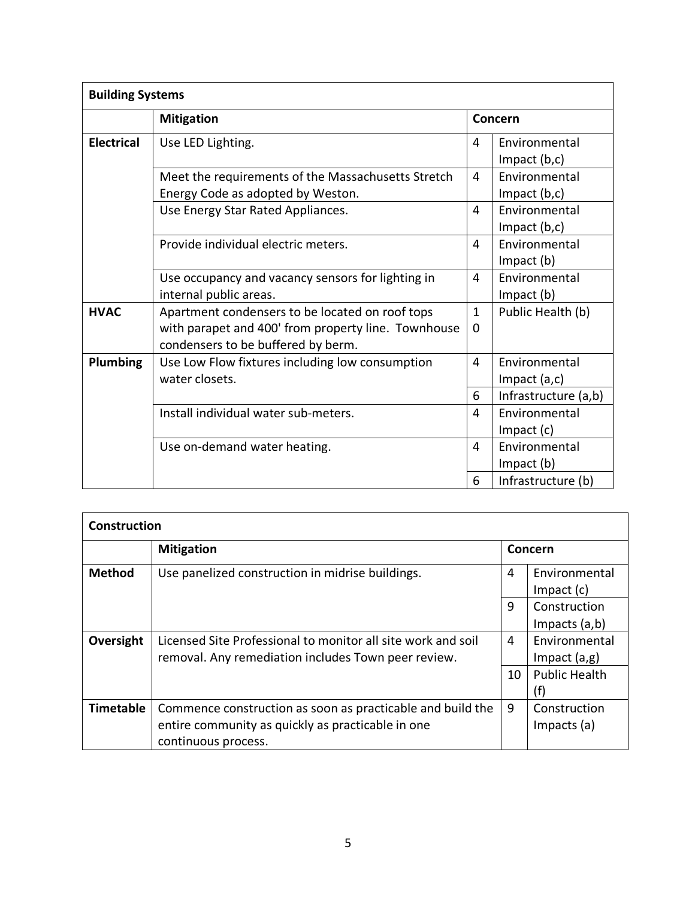| Building Systems | | | |
|---|---|---|---|
| | **Mitigation** | **Concern** | |
| **Electrical** | Use LED Lighting. | 4 | Environmental Impact (b,c) |
| | Meet the requirements of the Massachusetts Stretch Energy Code as adopted by Weston. | 4 | Environmental Impact (b,c) |
| | Use Energy Star Rated Appliances. | 4 | Environmental Impact (b,c) |
| | Provide individual electric meters. | 4 | Environmental Impact (b) |
| | Use occupancy and vacancy sensors for lighting in internal public areas. | 4 | Environmental Impact (b) |
| **HVAC** | Apartment condensers to be located on roof tops with parapet and 400' from property line. Townhouse condensers to be buffered by berm. | 10 | Public Health (b) |
| **Plumbing** | Use Low Flow fixtures including low consumption water closets. | 4 | Environmental Impact (a,c) |
| | | 6 | Infrastructure (a,b) |
| | Install individual water sub-meters. | 4 | Environmental Impact (c) |
| | Use on-demand water heating. | 4 | Environmental Impact (b) |
| | | 6 | Infrastructure (b) |

| Construction | | | |
|---|---|---|---|
| | **Mitigation** | **Concern** | |
| **Method** | Use panelized construction in midrise buildings. | 4 | Environmental Impact (c) |
| | | 9 | Construction Impacts (a,b) |
| **Oversight** | Licensed Site Professional to monitor all site work and soil removal. Any remediation includes Town peer review. | 4 | Environmental Impact (a,g) |
| | | 10 | Public Health (f) |
| **Timetable** | Commence construction as soon as practicable and build the entire community as quickly as practicable in one continuous process. | 9 | Construction Impacts (a) |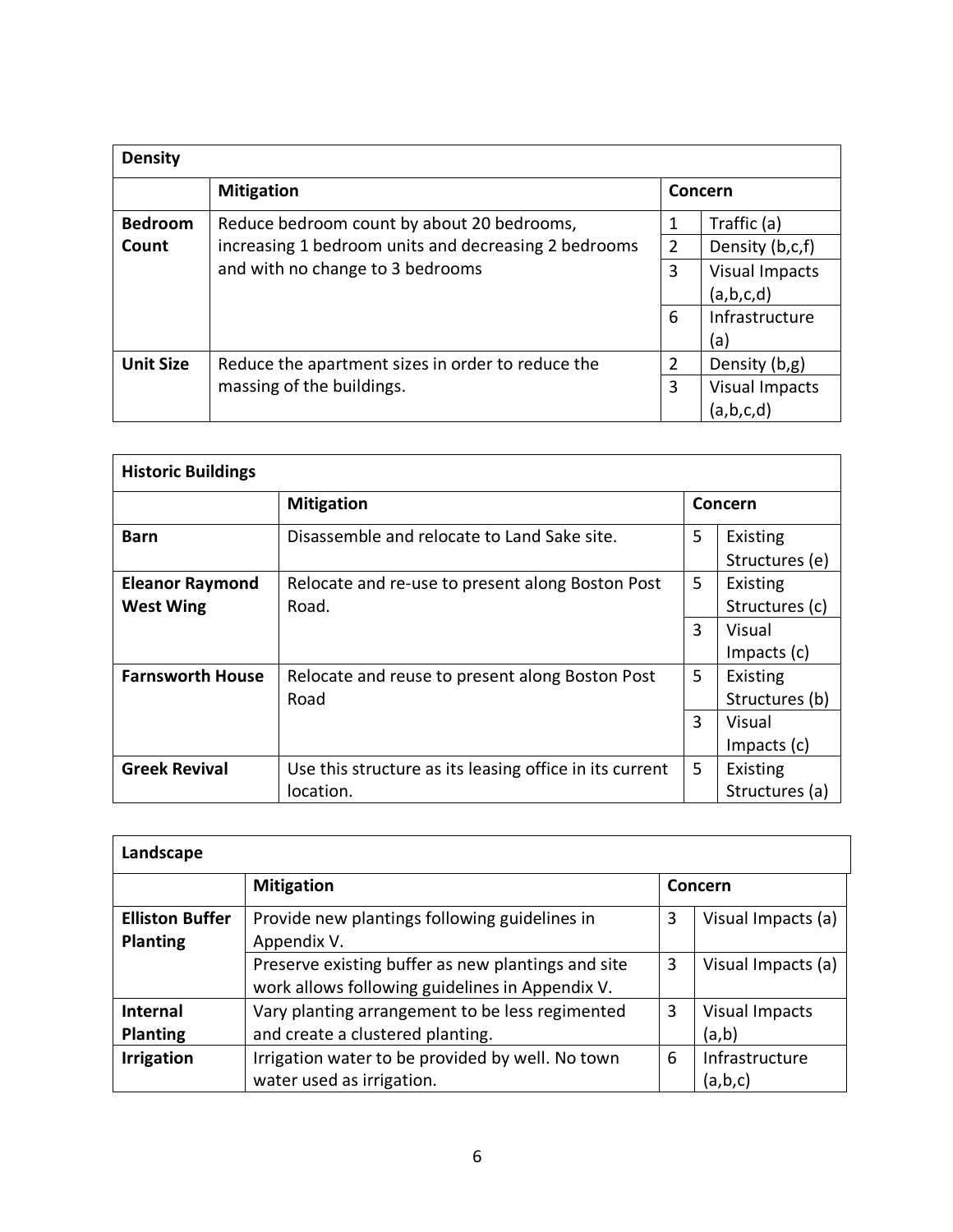| Density | | | |
|---|---|---|---|
| | **Mitigation** | **Concern** | |
| **Bedroom Count** | Reduce bedroom count by about 20 bedrooms, increasing 1 bedroom units and decreasing 2 bedrooms and with no change to 3 bedrooms | 1 | Traffic (a) |
| | | 2 | Density (b,c,f) |
| | | 3 | Visual Impacts (a,b,c,d) |
| | | 6 | Infrastructure (a) |
| **Unit Size** | Reduce the apartment sizes in order to reduce the massing of the buildings. | 2 | Density (b,g) |
| | | 3 | Visual Impacts (a,b,c,d) |

| Historic Buildings | | | |
|---|---|---|---|
| | **Mitigation** | **Concern** | |
| **Barn** | Disassemble and relocate to Land Sake site. | 5 | Existing Structures (e) |
| **Eleanor Raymond West Wing** | Relocate and re-use to present along Boston Post Road. | 5 | Existing Structures (c) |
| | | 3 | Visual Impacts (c) |
| **Farnsworth House** | Relocate and reuse to present along Boston Post Road | 5 | Existing Structures (b) |
| | | 3 | Visual Impacts (c) |
| **Greek Revival** | Use this structure as its leasing office in its current location. | 5 | Existing Structures (a) |

| Landscape | | | |
|---|---|---|---|
| | **Mitigation** | **Concern** | |
| **Elliston Buffer Planting** | Provide new plantings following guidelines in Appendix V. | 3 | Visual Impacts (a) |
| | Preserve existing buffer as new plantings and site work allows following guidelines in Appendix V. | 3 | Visual Impacts (a) |
| **Internal Planting** | Vary planting arrangement to be less regimented and create a clustered planting. | 3 | Visual Impacts (a,b) |
| **Irrigation** | Irrigation water to be provided by well. No town water used as irrigation. | 6 | Infrastructure (a,b,c) |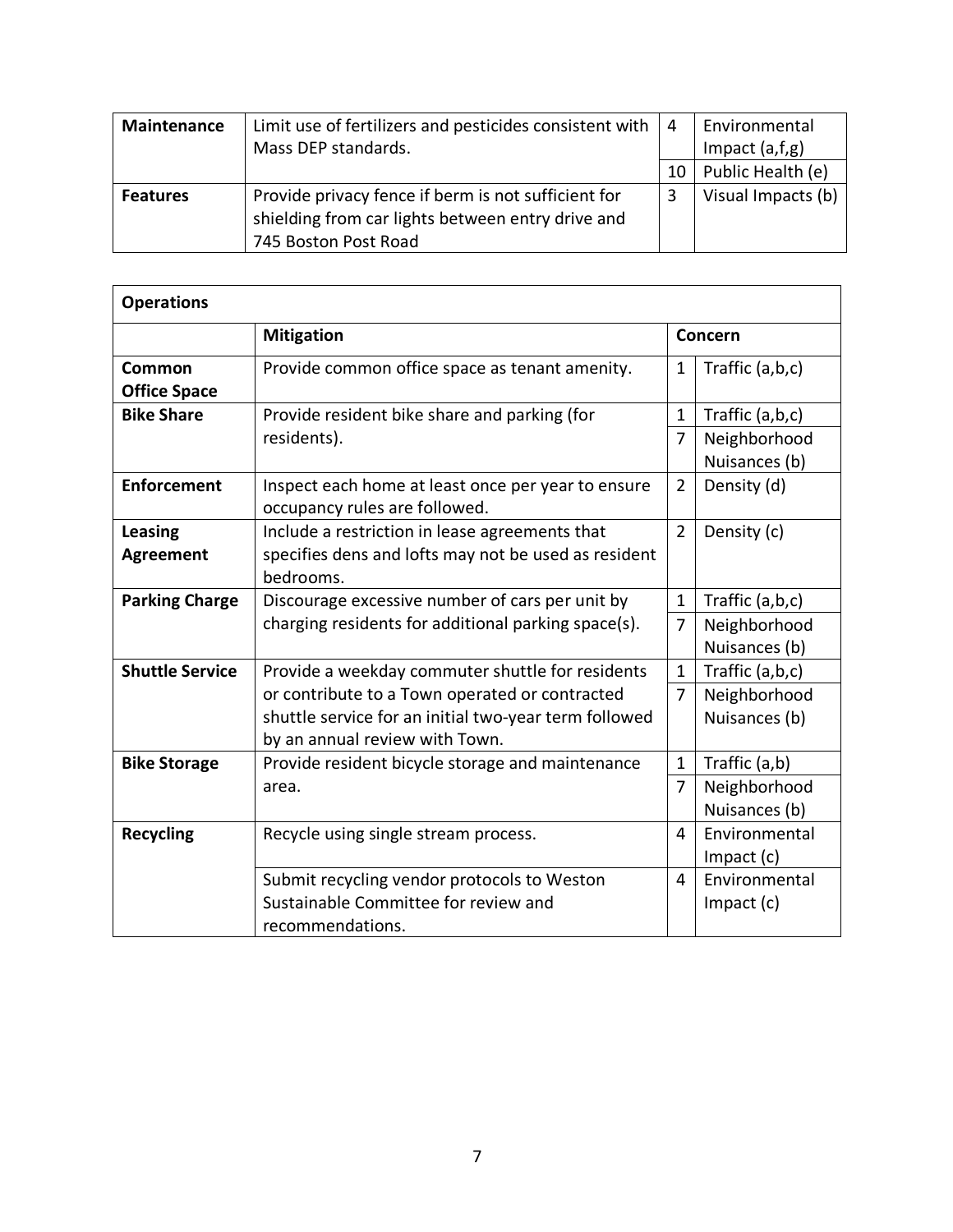| | | | |
|---|---|---|---|
| **Maintenance** | Limit use of fertilizers and pesticides consistent with Mass DEP standards. | 4 | Environmental Impact (a,f,g) |
| | | 10 | Public Health (e) |
| **Features** | Provide privacy fence if berm is not sufficient for shielding from car lights between entry drive and 745 Boston Post Road | 3 | Visual Impacts (b) |

| **Operations** | | | |
|---|---|---|---|
| | **Mitigation** | **Concern** | |
| **Common Office Space** | Provide common office space as tenant amenity. | 1 | Traffic (a,b,c) |
| **Bike Share** | Provide resident bike share and parking (for residents). | 1 | Traffic (a,b,c) |
| | | 7 | Neighborhood Nuisances (b) |
| **Enforcement** | Inspect each home at least once per year to ensure occupancy rules are followed. | 2 | Density (d) |
| **Leasing Agreement** | Include a restriction in lease agreements that specifies dens and lofts may not be used as resident bedrooms. | 2 | Density (c) |
| **Parking Charge** | Discourage excessive number of cars per unit by charging residents for additional parking space(s). | 1 | Traffic (a,b,c) |
| | | 7 | Neighborhood Nuisances (b) |
| **Shuttle Service** | Provide a weekday commuter shuttle for residents or contribute to a Town operated or contracted shuttle service for an initial two-year term followed by an annual review with Town. | 1 | Traffic (a,b,c) |
| | | 7 | Neighborhood Nuisances (b) |
| **Bike Storage** | Provide resident bicycle storage and maintenance area. | 1 | Traffic (a,b) |
| | | 7 | Neighborhood Nuisances (b) |
| **Recycling** | Recycle using single stream process. | 4 | Environmental Impact (c) |
| | Submit recycling vendor protocols to Weston Sustainable Committee for review and recommendations. | 4 | Environmental Impact (c) |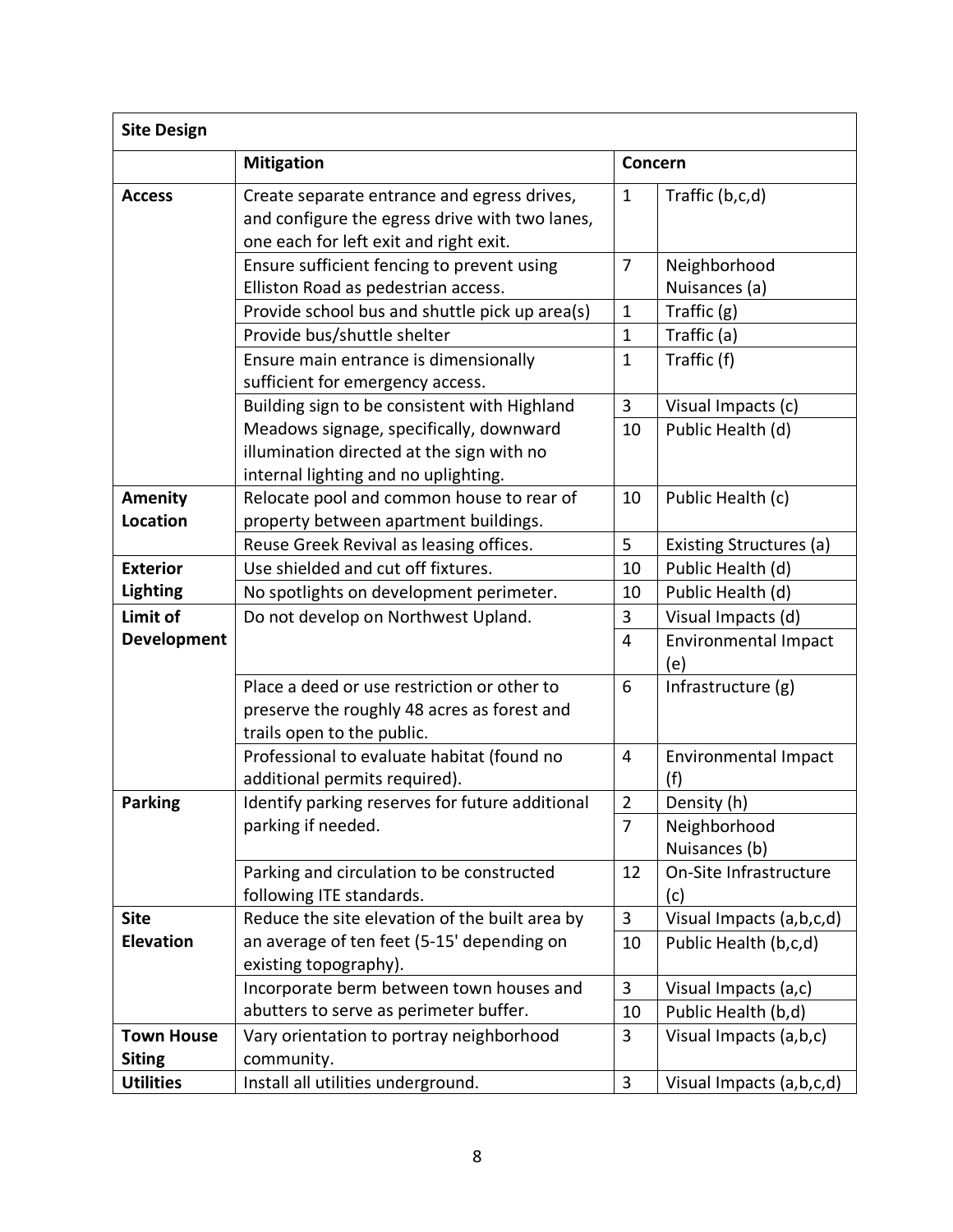| Site Design | | | |
|---|---|---|---|
| | **Mitigation** | **Concern** | |
| **Access** | Create separate entrance and egress drives, and configure the egress drive with two lanes, one each for left exit and right exit. | 1 | Traffic (b,c,d) |
| | Ensure sufficient fencing to prevent using Elliston Road as pedestrian access. | 7 | Neighborhood Nuisances (a) |
| | Provide school bus and shuttle pick up area(s) | 1 | Traffic (g) |
| | Provide bus/shuttle shelter | 1 | Traffic (a) |
| | Ensure main entrance is dimensionally sufficient for emergency access. | 1 | Traffic (f) |
| | Building sign to be consistent with Highland Meadows signage, specifically, downward illumination directed at the sign with no internal lighting and no uplighting. | 3 | Visual Impacts (c) |
| | | 10 | Public Health (d) |
| **Amenity Location** | Relocate pool and common house to rear of property between apartment buildings. | 10 | Public Health (c) |
| | Reuse Greek Revival as leasing offices. | 5 | Existing Structures (a) |
| **Exterior Lighting** | Use shielded and cut off fixtures. | 10 | Public Health (d) |
| | No spotlights on development perimeter. | 10 | Public Health (d) |
| **Limit of Development** | Do not develop on Northwest Upland. | 3 | Visual Impacts (d) |
| | | 4 | Environmental Impact (e) |
| | Place a deed or use restriction or other to preserve the roughly 48 acres as forest and trails open to the public. | 6 | Infrastructure (g) |
| | Professional to evaluate habitat (found no additional permits required). | 4 | Environmental Impact (f) |
| **Parking** | Identify parking reserves for future additional parking if needed. | 2 | Density (h) |
| | | 7 | Neighborhood Nuisances (b) |
| | Parking and circulation to be constructed following ITE standards. | 12 | On-Site Infrastructure (c) |
| **Site Elevation** | Reduce the site elevation of the built area by an average of ten feet (5-15' depending on existing topography). | 3 | Visual Impacts (a,b,c,d) |
| | | 10 | Public Health (b,c,d) |
| | Incorporate berm between town houses and abutters to serve as perimeter buffer. | 3 | Visual Impacts (a,c) |
| | | 10 | Public Health (b,d) |
| **Town House Siting** | Vary orientation to portray neighborhood community. | 3 | Visual Impacts (a,b,c) |
| **Utilities** | Install all utilities underground. | 3 | Visual Impacts (a,b,c,d) |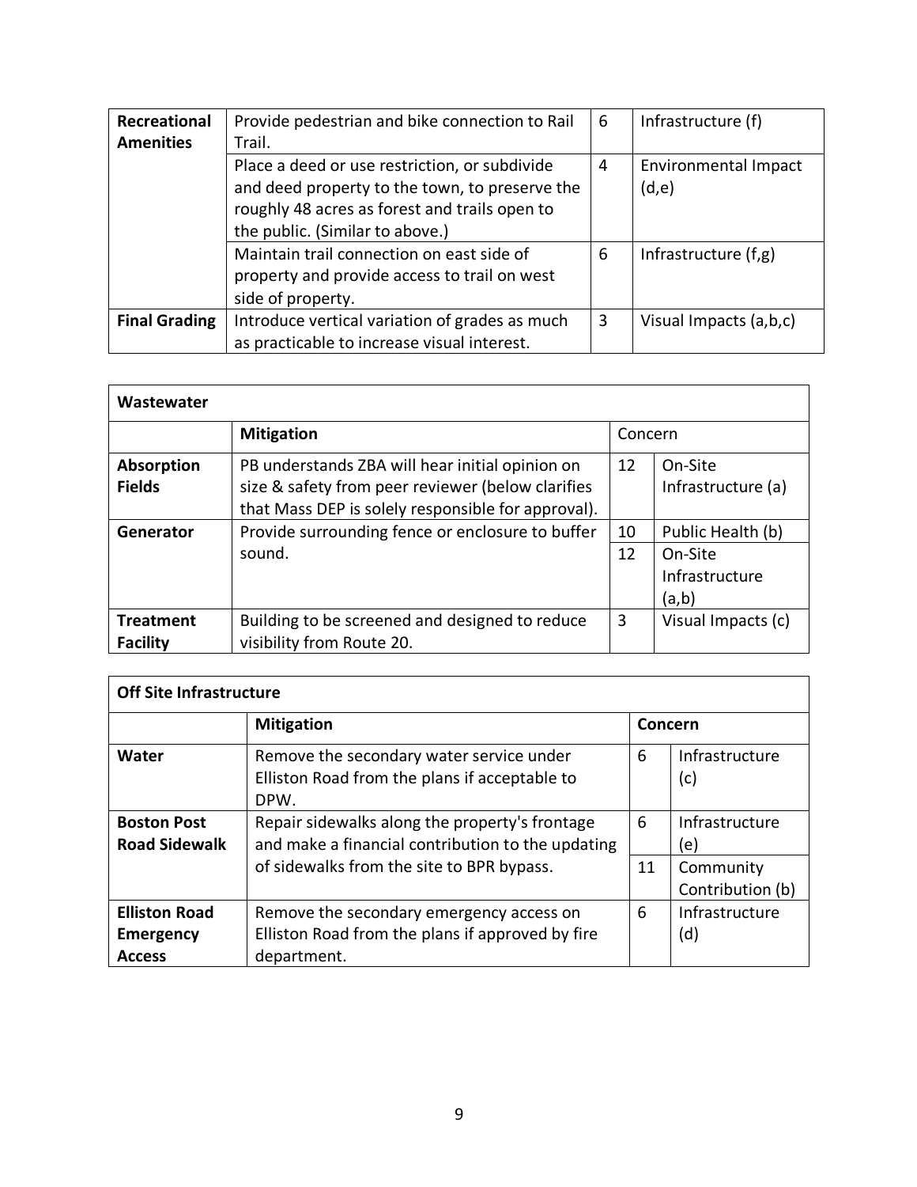| **Recreational Amenities** | Provide pedestrian and bike connection to Rail Trail. | 6 | Infrastructure (f) |
|---|---|---|---|
| | Place a deed or use restriction, or subdivide and deed property to the town, to preserve the roughly 48 acres as forest and trails open to the public. (Similar to above.) | 4 | Environmental Impact (d,e) |
| | Maintain trail connection on east side of property and provide access to trail on west side of property. | 6 | Infrastructure (f,g) |
| **Final Grading** | Introduce vertical variation of grades as much as practicable to increase visual interest. | 3 | Visual Impacts (a,b,c) |

| **Wastewater** | | | |
|---|---|---|---|
| | **Mitigation** | Concern | |
| **Absorption Fields** | PB understands ZBA will hear initial opinion on size & safety from peer reviewer (below clarifies that Mass DEP is solely responsible for approval). | 12 | On-Site Infrastructure (a) |
| **Generator** | Provide surrounding fence or enclosure to buffer sound. | 10 | Public Health (b) |
| | | 12 | On-Site Infrastructure (a,b) |
| **Treatment Facility** | Building to be screened and designed to reduce visibility from Route 20. | 3 | Visual Impacts (c) |

| **Off Site Infrastructure** | | | |
|---|---|---|---|
| | **Mitigation** | **Concern** | |
| **Water** | Remove the secondary water service under Elliston Road from the plans if acceptable to DPW. | 6 | Infrastructure (c) |
| **Boston Post Road Sidewalk** | Repair sidewalks along the property's frontage and make a financial contribution to the updating of sidewalks from the site to BPR bypass. | 6 | Infrastructure (e) |
| | | 11 | Community Contribution (b) |
| **Elliston Road Emergency Access** | Remove the secondary emergency access on Elliston Road from the plans if approved by fire department. | 6 | Infrastructure (d) |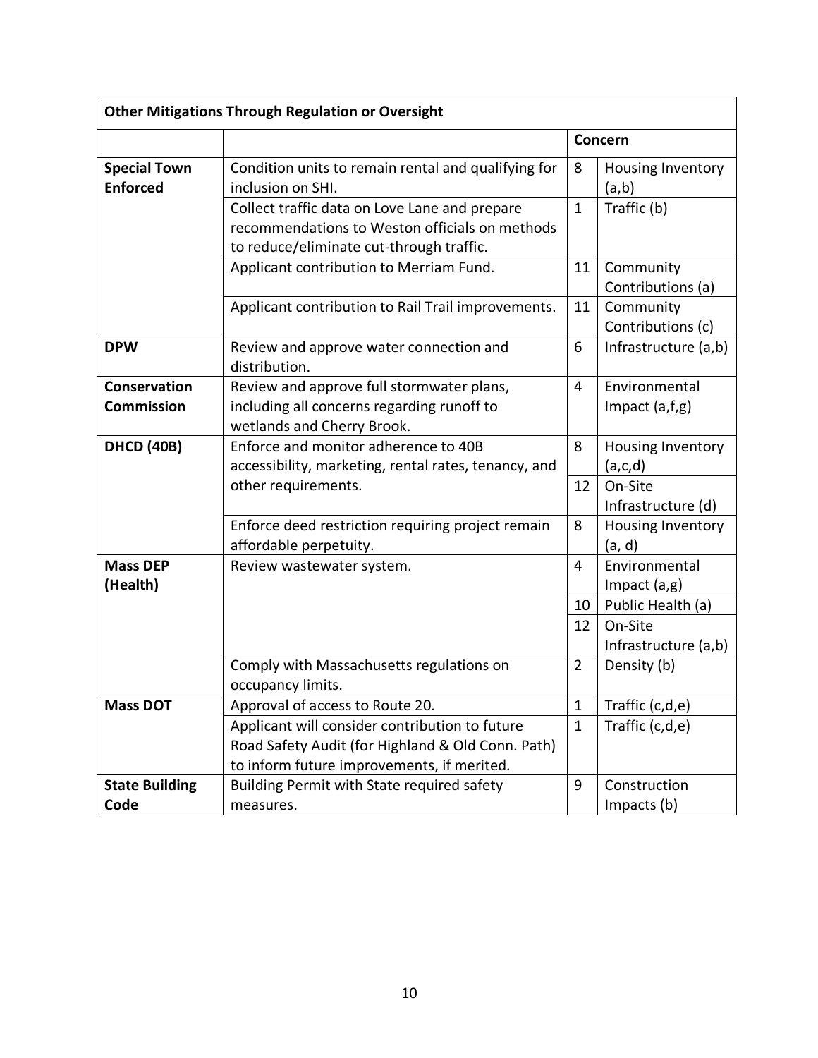| Other Mitigations Through Regulation or Oversight | | | |
|---|---|---|---|
| | | Concern | |
| **Special Town Enforced** | Condition units to remain rental and qualifying for inclusion on SHI. | 8 | Housing Inventory (a,b) |
| | Collect traffic data on Love Lane and prepare recommendations to Weston officials on methods to reduce/eliminate cut-through traffic. | 1 | Traffic (b) |
| | Applicant contribution to Merriam Fund. | 11 | Community Contributions (a) |
| | Applicant contribution to Rail Trail improvements. | 11 | Community Contributions (c) |
| **DPW** | Review and approve water connection and distribution. | 6 | Infrastructure (a,b) |
| **Conservation Commission** | Review and approve full stormwater plans, including all concerns regarding runoff to wetlands and Cherry Brook. | 4 | Environmental Impact (a,f,g) |
| **DHCD (40B)** | Enforce and monitor adherence to 40B accessibility, marketing, rental rates, tenancy, and other requirements. | 8 | Housing Inventory (a,c,d) |
| | | 12 | On-Site Infrastructure (d) |
| | Enforce deed restriction requiring project remain affordable perpetuity. | 8 | Housing Inventory (a, d) |
| **Mass DEP (Health)** | Review wastewater system. | 4 | Environmental Impact (a,g) |
| | | 10 | Public Health (a) |
| | | 12 | On-Site Infrastructure (a,b) |
| | Comply with Massachusetts regulations on occupancy limits. | 2 | Density (b) |
| **Mass DOT** | Approval of access to Route 20. | 1 | Traffic (c,d,e) |
| | Applicant will consider contribution to future Road Safety Audit (for Highland & Old Conn. Path) to inform future improvements, if merited. | 1 | Traffic (c,d,e) |
| **State Building Code** | Building Permit with State required safety measures. | 9 | Construction Impacts (b) |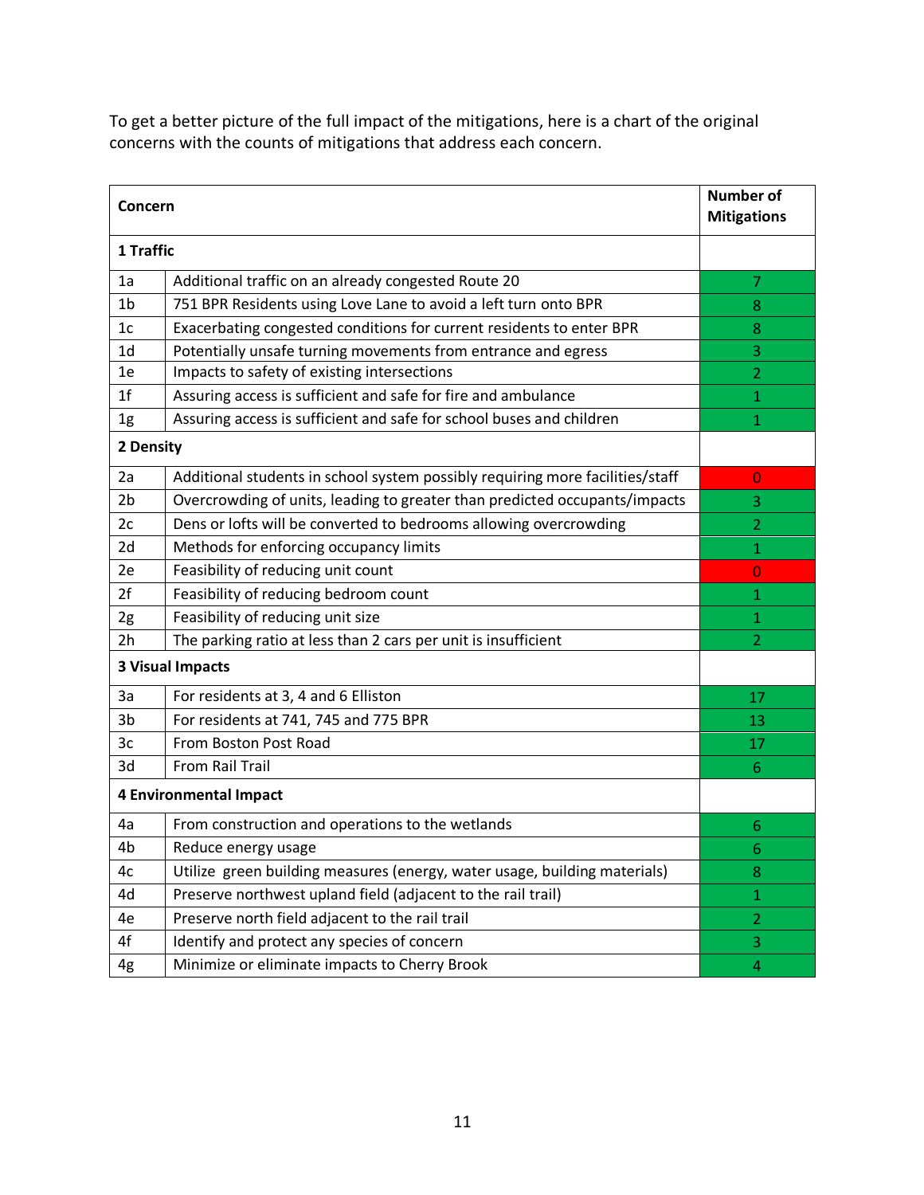To get a better picture of the full impact of the mitigations, here is a chart of the original concerns with the counts of mitigations that address each concern.

| Concern | | Number of Mitigations |
|---|---|---|
| **1 Traffic** | | |
| 1a | Additional traffic on an already congested Route 20 | 7 |
| 1b | 751 BPR Residents using Love Lane to avoid a left turn onto BPR | 8 |
| 1c | Exacerbating congested conditions for current residents to enter BPR | 8 |
| 1d | Potentially unsafe turning movements from entrance and egress | 3 |
| 1e | Impacts to safety of existing intersections | 2 |
| 1f | Assuring access is sufficient and safe for fire and ambulance | 1 |
| 1g | Assuring access is sufficient and safe for school buses and children | 1 |
| **2 Density** | | |
| 2a | Additional students in school system possibly requiring more facilities/staff | 0 |
| 2b | Overcrowding of units, leading to greater than predicted occupants/impacts | 3 |
| 2c | Dens or lofts will be converted to bedrooms allowing overcrowding | 2 |
| 2d | Methods for enforcing occupancy limits | 1 |
| 2e | Feasibility of reducing unit count | 0 |
| 2f | Feasibility of reducing bedroom count | 1 |
| 2g | Feasibility of reducing unit size | 1 |
| 2h | The parking ratio at less than 2 cars per unit is insufficient | 2 |
| **3 Visual Impacts** | | |
| 3a | For residents at 3, 4 and 6 Elliston | 17 |
| 3b | For residents at 741, 745 and 775 BPR | 13 |
| 3c | From Boston Post Road | 17 |
| 3d | From Rail Trail | 6 |
| **4 Environmental Impact** | | |
| 4a | From construction and operations to the wetlands | 6 |
| 4b | Reduce energy usage | 6 |
| 4c | Utilize green building measures (energy, water usage, building materials) | 8 |
| 4d | Preserve northwest upland field (adjacent to the rail trail) | 1 |
| 4e | Preserve north field adjacent to the rail trail | 2 |
| 4f | Identify and protect any species of concern | 3 |
| 4g | Minimize or eliminate impacts to Cherry Brook | 4 |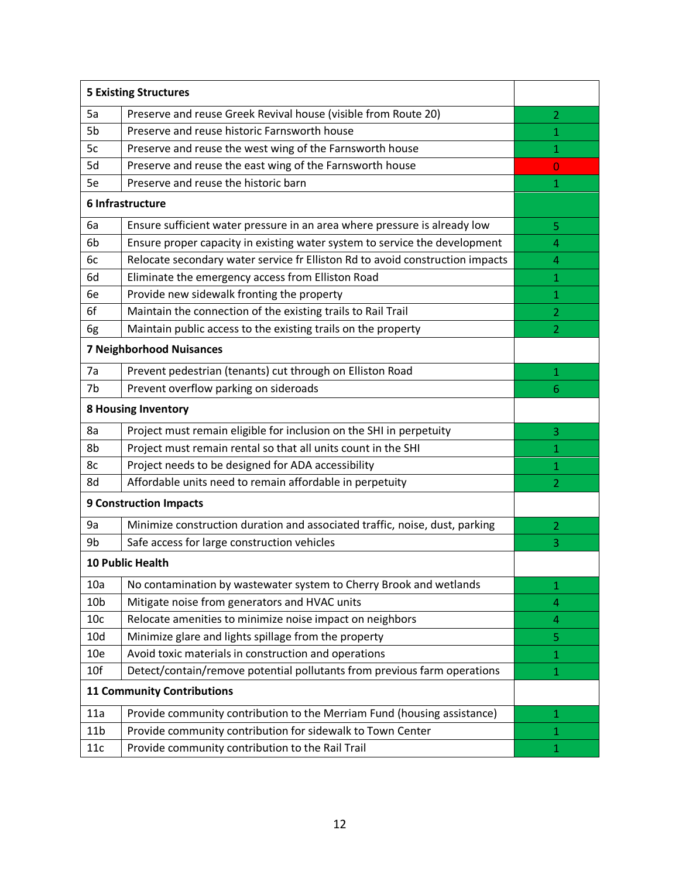| **5 Existing Structures** | | |
|---|---|---|
| 5a | Preserve and reuse Greek Revival house (visible from Route 20) | 2 |
| 5b | Preserve and reuse historic Farnsworth house | 1 |
| 5c | Preserve and reuse the west wing of the Farnsworth house | 1 |
| 5d | Preserve and reuse the east wing of the Farnsworth house | 0 |
| 5e | Preserve and reuse the historic barn | 1 |
| **6 Infrastructure** | | |
| 6a | Ensure sufficient water pressure in an area where pressure is already low | 5 |
| 6b | Ensure proper capacity in existing water system to service the development | 4 |
| 6c | Relocate secondary water service fr Elliston Rd to avoid construction impacts | 4 |
| 6d | Eliminate the emergency access from Elliston Road | 1 |
| 6e | Provide new sidewalk fronting the property | 1 |
| 6f | Maintain the connection of the existing trails to Rail Trail | 2 |
| 6g | Maintain public access to the existing trails on the property | 2 |
| **7 Neighborhood Nuisances** | | |
| 7a | Prevent pedestrian (tenants) cut through on Elliston Road | 1 |
| 7b | Prevent overflow parking on sideroads | 6 |
| **8 Housing Inventory** | | |
| 8a | Project must remain eligible for inclusion on the SHI in perpetuity | 3 |
| 8b | Project must remain rental so that all units count in the SHI | 1 |
| 8c | Project needs to be designed for ADA accessibility | 1 |
| 8d | Affordable units need to remain affordable in perpetuity | 2 |
| **9 Construction Impacts** | | |
| 9a | Minimize construction duration and associated traffic, noise, dust, parking | 2 |
| 9b | Safe access for large construction vehicles | 3 |
| **10 Public Health** | | |
| 10a | No contamination by wastewater system to Cherry Brook and wetlands | 1 |
| 10b | Mitigate noise from generators and HVAC units | 4 |
| 10c | Relocate amenities to minimize noise impact on neighbors | 4 |
| 10d | Minimize glare and lights spillage from the property | 5 |
| 10e | Avoid toxic materials in construction and operations | 1 |
| 10f | Detect/contain/remove potential pollutants from previous farm operations | 1 |
| **11 Community Contributions** | | |
| 11a | Provide community contribution to the Merriam Fund (housing assistance) | 1 |
| 11b | Provide community contribution for sidewalk to Town Center | 1 |
| 11c | Provide community contribution to the Rail Trail | 1 |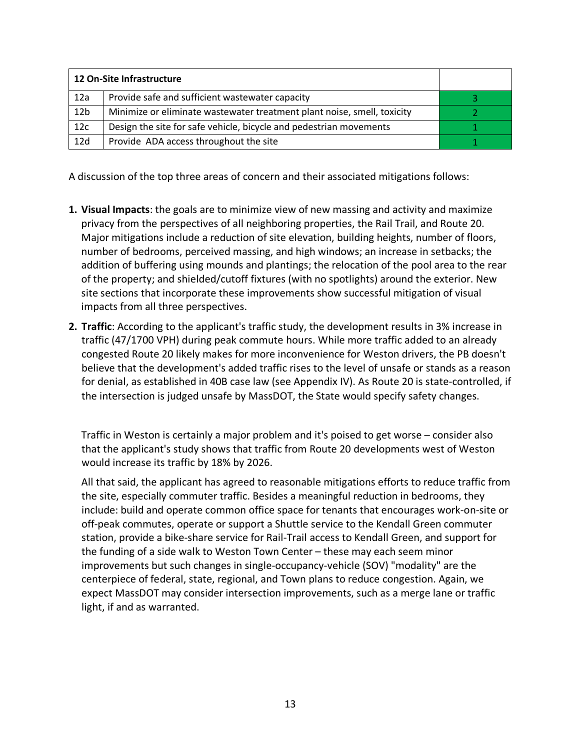| 12 On-Site Infrastructure | | |
|---|---|---|
| 12a | Provide safe and sufficient wastewater capacity | 3 |
| 12b | Minimize or eliminate wastewater treatment plant noise, smell, toxicity | 2 |
| 12c | Design the site for safe vehicle, bicycle and pedestrian movements | 1 |
| 12d | Provide ADA access throughout the site | 1 |

A discussion of the top three areas of concern and their associated mitigations follows:

1. **Visual Impacts**: the goals are to minimize view of new massing and activity and maximize privacy from the perspectives of all neighboring properties, the Rail Trail, and Route 20. Major mitigations include a reduction of site elevation, building heights, number of floors, number of bedrooms, perceived massing, and high windows; an increase in setbacks; the addition of buffering using mounds and plantings; the relocation of the pool area to the rear of the property; and shielded/cutoff fixtures (with no spotlights) around the exterior. New site sections that incorporate these improvements show successful mitigation of visual impacts from all three perspectives.

2. **Traffic**: According to the applicant's traffic study, the development results in 3% increase in traffic (47/1700 VPH) during peak commute hours. While more traffic added to an already congested Route 20 likely makes for more inconvenience for Weston drivers, the PB doesn't believe that the development's added traffic rises to the level of unsafe or stands as a reason for denial, as established in 40B case law (see Appendix IV). As Route 20 is state-controlled, if the intersection is judged unsafe by MassDOT, the State would specify safety changes.

   Traffic in Weston is certainly a major problem and it's poised to get worse – consider also that the applicant's study shows that traffic from Route 20 developments west of Weston would increase its traffic by 18% by 2026.

   All that said, the applicant has agreed to reasonable mitigations efforts to reduce traffic from the site, especially commuter traffic. Besides a meaningful reduction in bedrooms, they include: build and operate common office space for tenants that encourages work-on-site or off-peak commutes, operate or support a Shuttle service to the Kendall Green commuter station, provide a bike-share service for Rail-Trail access to Kendall Green, and support for the funding of a side walk to Weston Town Center – these may each seem minor improvements but such changes in single-occupancy-vehicle (SOV) "modality" are the centerpiece of federal, state, regional, and Town plans to reduce congestion. Again, we expect MassDOT may consider intersection improvements, such as a merge lane or traffic light, if and as warranted.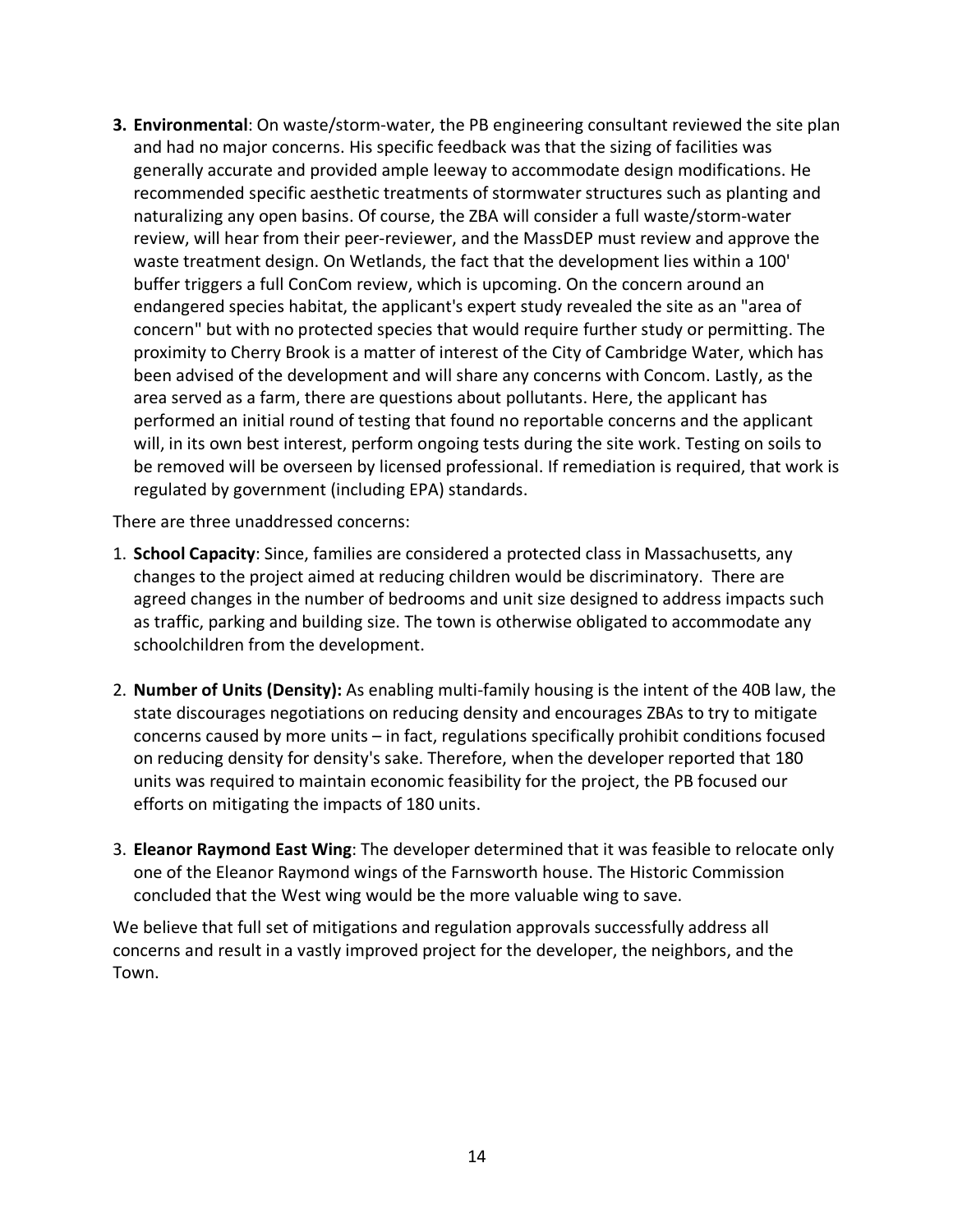3. **Environmental**: On waste/storm-water, the PB engineering consultant reviewed the site plan and had no major concerns. His specific feedback was that the sizing of facilities was generally accurate and provided ample leeway to accommodate design modifications. He recommended specific aesthetic treatments of stormwater structures such as planting and naturalizing any open basins. Of course, the ZBA will consider a full waste/storm-water review, will hear from their peer-reviewer, and the MassDEP must review and approve the waste treatment design. On Wetlands, the fact that the development lies within a 100' buffer triggers a full ConCom review, which is upcoming. On the concern around an endangered species habitat, the applicant's expert study revealed the site as an "area of concern" but with no protected species that would require further study or permitting. The proximity to Cherry Brook is a matter of interest of the City of Cambridge Water, which has been advised of the development and will share any concerns with Concom. Lastly, as the area served as a farm, there are questions about pollutants. Here, the applicant has performed an initial round of testing that found no reportable concerns and the applicant will, in its own best interest, perform ongoing tests during the site work. Testing on soils to be removed will be overseen by licensed professional. If remediation is required, that work is regulated by government (including EPA) standards.

There are three unaddressed concerns:

1. **School Capacity**: Since, families are considered a protected class in Massachusetts, any changes to the project aimed at reducing children would be discriminatory. There are agreed changes in the number of bedrooms and unit size designed to address impacts such as traffic, parking and building size. The town is otherwise obligated to accommodate any schoolchildren from the development.

2. **Number of Units (Density):** As enabling multi-family housing is the intent of the 40B law, the state discourages negotiations on reducing density and encourages ZBAs to try to mitigate concerns caused by more units – in fact, regulations specifically prohibit conditions focused on reducing density for density's sake. Therefore, when the developer reported that 180 units was required to maintain economic feasibility for the project, the PB focused our efforts on mitigating the impacts of 180 units.

3. **Eleanor Raymond East Wing**: The developer determined that it was feasible to relocate only one of the Eleanor Raymond wings of the Farnsworth house. The Historic Commission concluded that the West wing would be the more valuable wing to save.

We believe that full set of mitigations and regulation approvals successfully address all concerns and result in a vastly improved project for the developer, the neighbors, and the Town.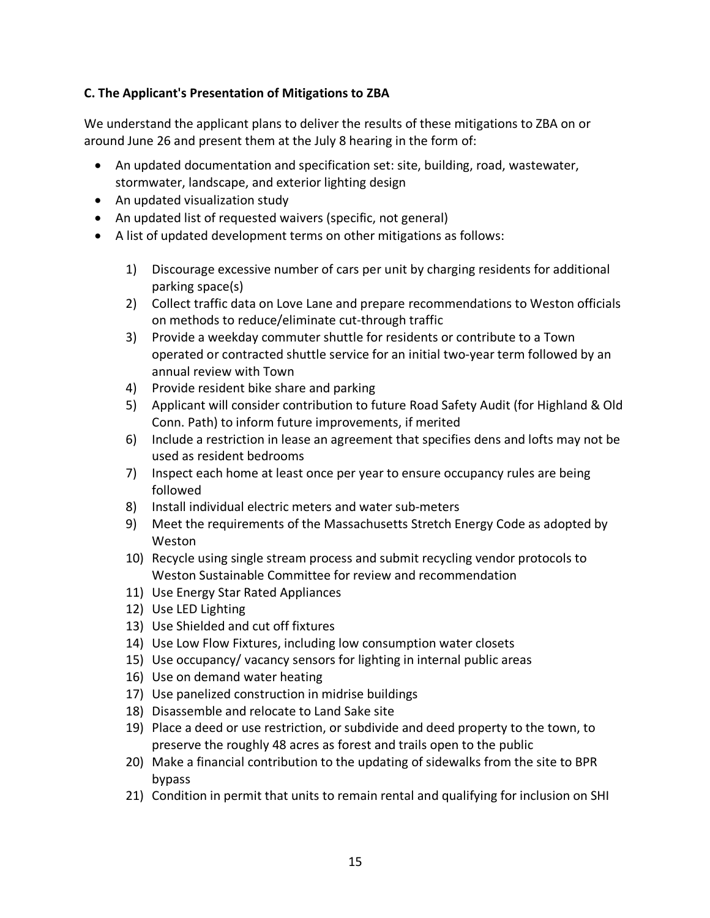### C. The Applicant's Presentation of Mitigations to ZBA

We understand the applicant plans to deliver the results of these mitigations to ZBA on or around June 26 and present them at the July 8 hearing in the form of:

- An updated documentation and specification set: site, building, road, wastewater, stormwater, landscape, and exterior lighting design
- An updated visualization study
- An updated list of requested waivers (specific, not general)
- A list of updated development terms on other mitigations as follows:

  1) Discourage excessive number of cars per unit by charging residents for additional parking space(s)
  2) Collect traffic data on Love Lane and prepare recommendations to Weston officials on methods to reduce/eliminate cut-through traffic
  3) Provide a weekday commuter shuttle for residents or contribute to a Town operated or contracted shuttle service for an initial two-year term followed by an annual review with Town
  4) Provide resident bike share and parking
  5) Applicant will consider contribution to future Road Safety Audit (for Highland & Old Conn. Path) to inform future improvements, if merited
  6) Include a restriction in lease an agreement that specifies dens and lofts may not be used as resident bedrooms
  7) Inspect each home at least once per year to ensure occupancy rules are being followed
  8) Install individual electric meters and water sub-meters
  9) Meet the requirements of the Massachusetts Stretch Energy Code as adopted by Weston
  10) Recycle using single stream process and submit recycling vendor protocols to Weston Sustainable Committee for review and recommendation
  11) Use Energy Star Rated Appliances
  12) Use LED Lighting
  13) Use Shielded and cut off fixtures
  14) Use Low Flow Fixtures, including low consumption water closets
  15) Use occupancy/ vacancy sensors for lighting in internal public areas
  16) Use on demand water heating
  17) Use panelized construction in midrise buildings
  18) Disassemble and relocate to Land Sake site
  19) Place a deed or use restriction, or subdivide and deed property to the town, to preserve the roughly 48 acres as forest and trails open to the public
  20) Make a financial contribution to the updating of sidewalks from the site to BPR bypass
  21) Condition in permit that units to remain rental and qualifying for inclusion on SHI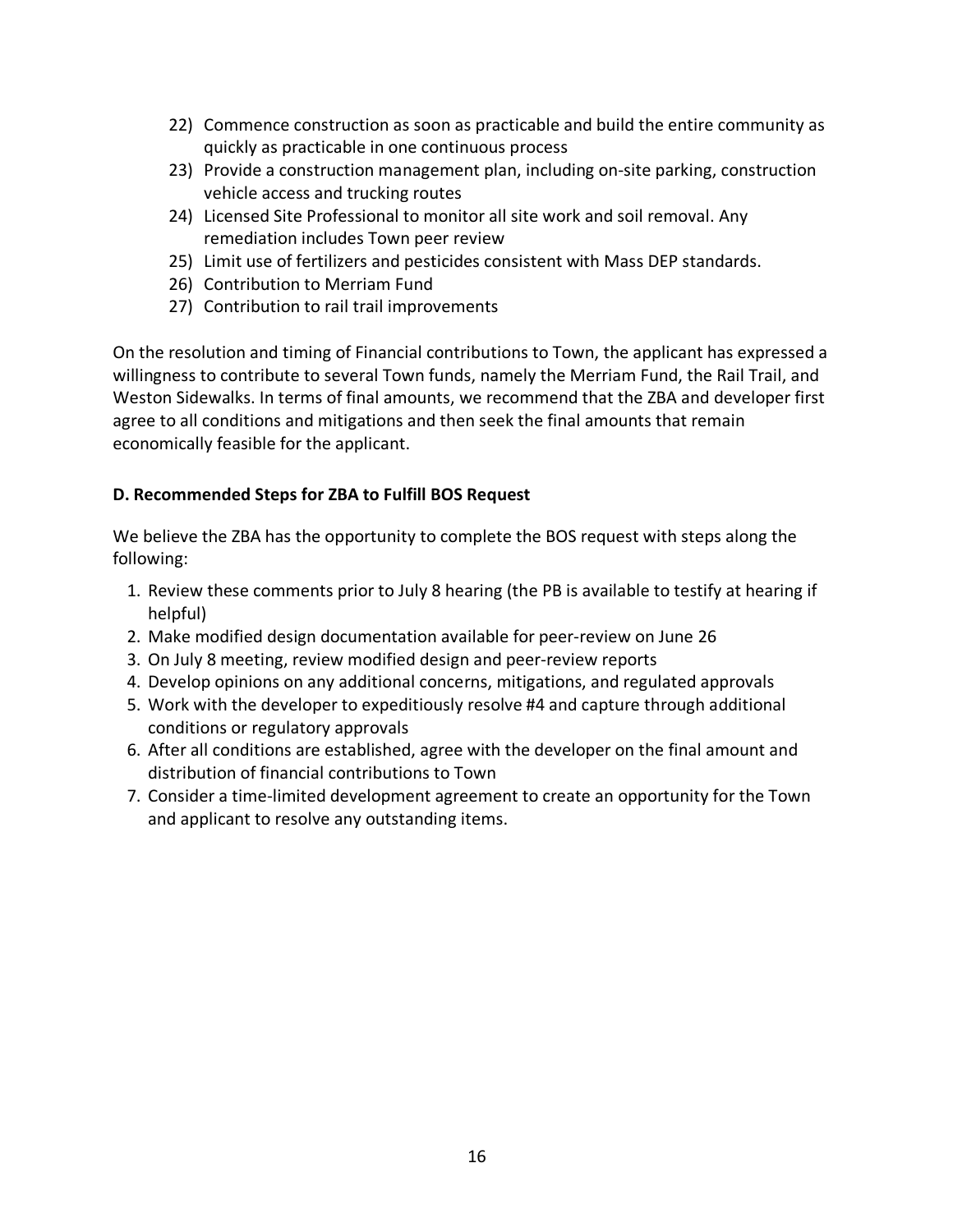22) Commence construction as soon as practicable and build the entire community as quickly as practicable in one continuous process
23) Provide a construction management plan, including on-site parking, construction vehicle access and trucking routes
24) Licensed Site Professional to monitor all site work and soil removal. Any remediation includes Town peer review
25) Limit use of fertilizers and pesticides consistent with Mass DEP standards.
26) Contribution to Merriam Fund
27) Contribution to rail trail improvements

On the resolution and timing of Financial contributions to Town, the applicant has expressed a willingness to contribute to several Town funds, namely the Merriam Fund, the Rail Trail, and Weston Sidewalks. In terms of final amounts, we recommend that the ZBA and developer first agree to all conditions and mitigations and then seek the final amounts that remain economically feasible for the applicant.

**D. Recommended Steps for ZBA to Fulfill BOS Request**

We believe the ZBA has the opportunity to complete the BOS request with steps along the following:

1. Review these comments prior to July 8 hearing (the PB is available to testify at hearing if helpful)
2. Make modified design documentation available for peer-review on June 26
3. On July 8 meeting, review modified design and peer-review reports
4. Develop opinions on any additional concerns, mitigations, and regulated approvals
5. Work with the developer to expeditiously resolve #4 and capture through additional conditions or regulatory approvals
6. After all conditions are established, agree with the developer on the final amount and distribution of financial contributions to Town
7. Consider a time-limited development agreement to create an opportunity for the Town and applicant to resolve any outstanding items.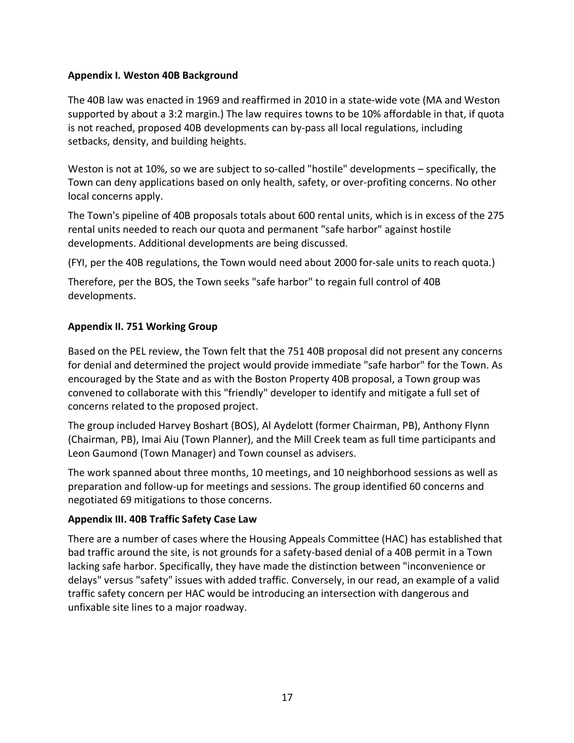**Appendix I. Weston 40B Background**

The 40B law was enacted in 1969 and reaffirmed in 2010 in a state-wide vote (MA and Weston supported by about a 3:2 margin.) The law requires towns to be 10% affordable in that, if quota is not reached, proposed 40B developments can by-pass all local regulations, including setbacks, density, and building heights.

Weston is not at 10%, so we are subject to so-called "hostile" developments – specifically, the Town can deny applications based on only health, safety, or over-profiting concerns. No other local concerns apply.

The Town's pipeline of 40B proposals totals about 600 rental units, which is in excess of the 275 rental units needed to reach our quota and permanent "safe harbor" against hostile developments. Additional developments are being discussed.

(FYI, per the 40B regulations, the Town would need about 2000 for-sale units to reach quota.)

Therefore, per the BOS, the Town seeks "safe harbor" to regain full control of 40B developments.

**Appendix II. 751 Working Group**

Based on the PEL review, the Town felt that the 751 40B proposal did not present any concerns for denial and determined the project would provide immediate "safe harbor" for the Town. As encouraged by the State and as with the Boston Property 40B proposal, a Town group was convened to collaborate with this "friendly" developer to identify and mitigate a full set of concerns related to the proposed project.

The group included Harvey Boshart (BOS), Al Aydelott (former Chairman, PB), Anthony Flynn (Chairman, PB), Imai Aiu (Town Planner), and the Mill Creek team as full time participants and Leon Gaumond (Town Manager) and Town counsel as advisers.

The work spanned about three months, 10 meetings, and 10 neighborhood sessions as well as preparation and follow-up for meetings and sessions. The group identified 60 concerns and negotiated 69 mitigations to those concerns.

**Appendix III. 40B Traffic Safety Case Law**

There are a number of cases where the Housing Appeals Committee (HAC) has established that bad traffic around the site, is not grounds for a safety-based denial of a 40B permit in a Town lacking safe harbor. Specifically, they have made the distinction between "inconvenience or delays" versus "safety" issues with added traffic. Conversely, in our read, an example of a valid traffic safety concern per HAC would be introducing an intersection with dangerous and unfixable site lines to a major roadway.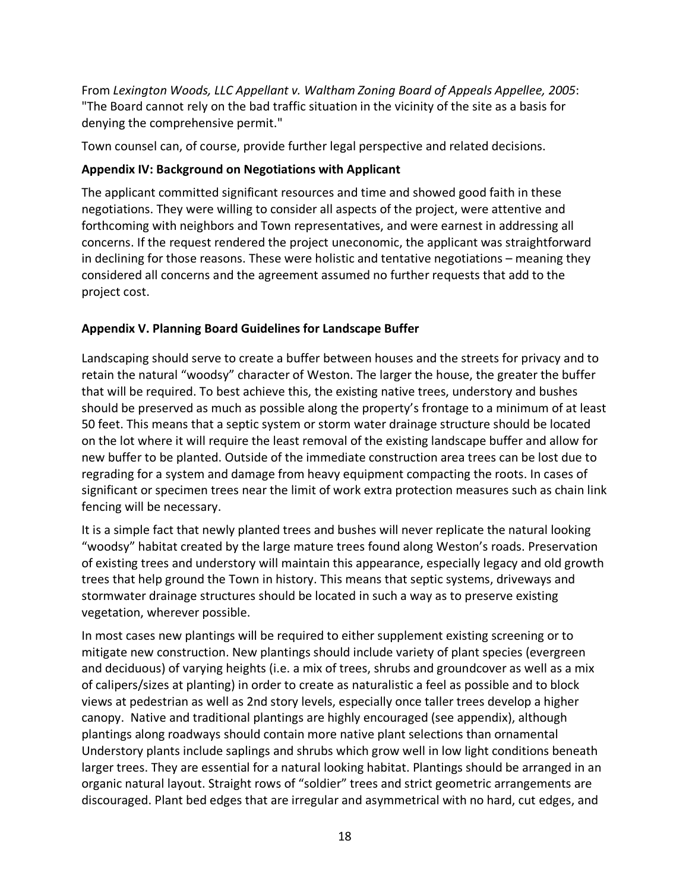From *Lexington Woods, LLC Appellant v. Waltham Zoning Board of Appeals Appellee, 2005*: "The Board cannot rely on the bad traffic situation in the vicinity of the site as a basis for denying the comprehensive permit."

Town counsel can, of course, provide further legal perspective and related decisions.

### Appendix IV: Background on Negotiations with Applicant

The applicant committed significant resources and time and showed good faith in these negotiations. They were willing to consider all aspects of the project, were attentive and forthcoming with neighbors and Town representatives, and were earnest in addressing all concerns. If the request rendered the project uneconomic, the applicant was straightforward in declining for those reasons. These were holistic and tentative negotiations – meaning they considered all concerns and the agreement assumed no further requests that add to the project cost.

### Appendix V. Planning Board Guidelines for Landscape Buffer

Landscaping should serve to create a buffer between houses and the streets for privacy and to retain the natural "woodsy" character of Weston. The larger the house, the greater the buffer that will be required. To best achieve this, the existing native trees, understory and bushes should be preserved as much as possible along the property's frontage to a minimum of at least 50 feet. This means that a septic system or storm water drainage structure should be located on the lot where it will require the least removal of the existing landscape buffer and allow for new buffer to be planted. Outside of the immediate construction area trees can be lost due to regrading for a system and damage from heavy equipment compacting the roots. In cases of significant or specimen trees near the limit of work extra protection measures such as chain link fencing will be necessary.

It is a simple fact that newly planted trees and bushes will never replicate the natural looking "woodsy" habitat created by the large mature trees found along Weston's roads. Preservation of existing trees and understory will maintain this appearance, especially legacy and old growth trees that help ground the Town in history. This means that septic systems, driveways and stormwater drainage structures should be located in such a way as to preserve existing vegetation, wherever possible.

In most cases new plantings will be required to either supplement existing screening or to mitigate new construction. New plantings should include variety of plant species (evergreen and deciduous) of varying heights (i.e. a mix of trees, shrubs and groundcover as well as a mix of calipers/sizes at planting) in order to create as naturalistic a feel as possible and to block views at pedestrian as well as 2nd story levels, especially once taller trees develop a higher canopy. Native and traditional plantings are highly encouraged (see appendix), although plantings along roadways should contain more native plant selections than ornamental Understory plants include saplings and shrubs which grow well in low light conditions beneath larger trees. They are essential for a natural looking habitat. Plantings should be arranged in an organic natural layout. Straight rows of "soldier" trees and strict geometric arrangements are discouraged. Plant bed edges that are irregular and asymmetrical with no hard, cut edges, and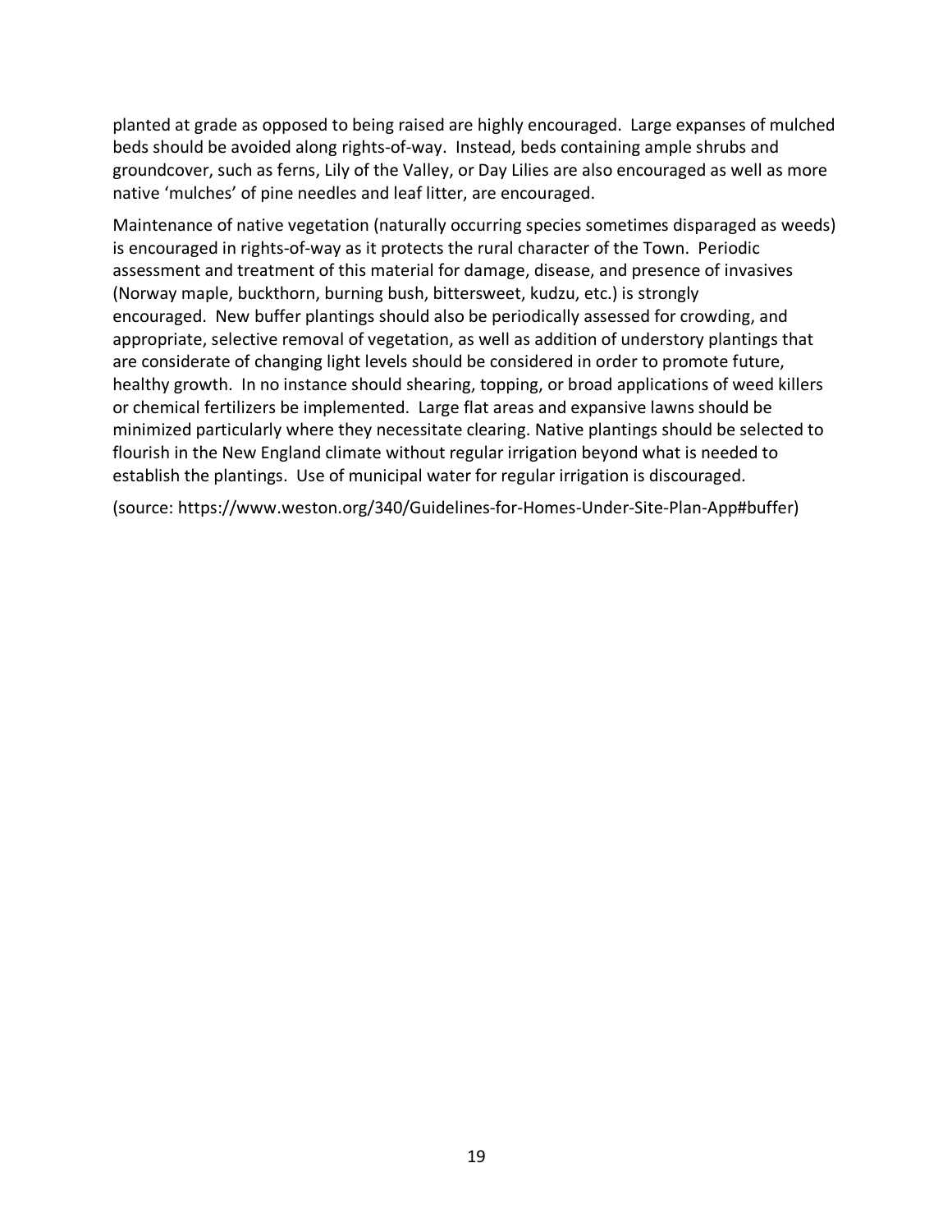planted at grade as opposed to being raised are highly encouraged. Large expanses of mulched beds should be avoided along rights-of-way. Instead, beds containing ample shrubs and groundcover, such as ferns, Lily of the Valley, or Day Lilies are also encouraged as well as more native 'mulches' of pine needles and leaf litter, are encouraged.

Maintenance of native vegetation (naturally occurring species sometimes disparaged as weeds) is encouraged in rights-of-way as it protects the rural character of the Town. Periodic assessment and treatment of this material for damage, disease, and presence of invasives (Norway maple, buckthorn, burning bush, bittersweet, kudzu, etc.) is strongly encouraged. New buffer plantings should also be periodically assessed for crowding, and appropriate, selective removal of vegetation, as well as addition of understory plantings that are considerate of changing light levels should be considered in order to promote future, healthy growth. In no instance should shearing, topping, or broad applications of weed killers or chemical fertilizers be implemented. Large flat areas and expansive lawns should be minimized particularly where they necessitate clearing. Native plantings should be selected to flourish in the New England climate without regular irrigation beyond what is needed to establish the plantings. Use of municipal water for regular irrigation is discouraged.

(source: https://www.weston.org/340/Guidelines-for-Homes-Under-Site-Plan-App#buffer)